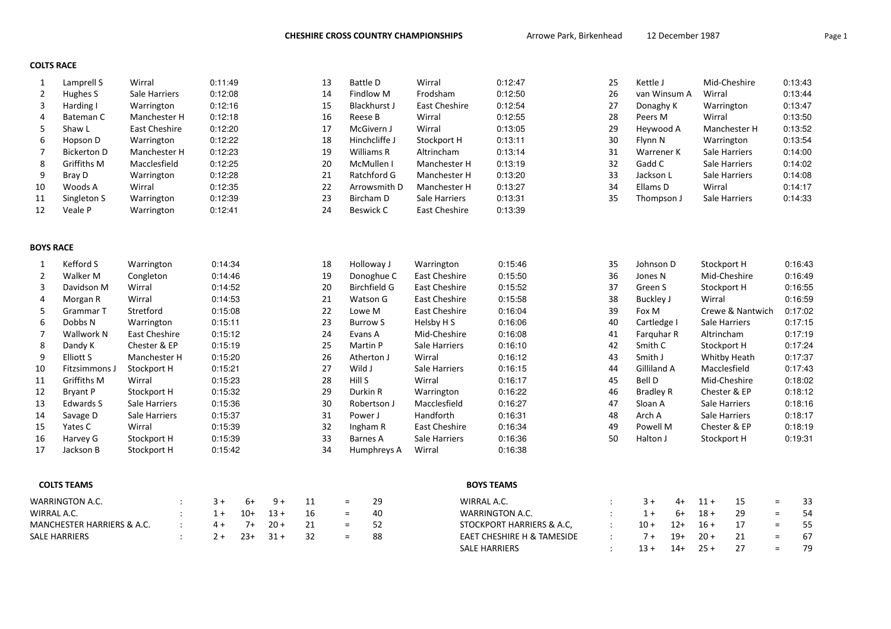# CHESHIRE CROSS COUNTRY CHAMPIONSHIPS

Arrowe Park, Birkenhead 12 December 1987

## COLTS RACE

| Pos | Name | Club | Time |
|---|---|---|---|
| 1 | Lamprell S | Wirral | 0:11:49 |
| 2 | Hughes S | Sale Harriers | 0:12:08 |
| 3 | Harding I | Warrington | 0:12:16 |
| 4 | Bateman C | Manchester H | 0:12:18 |
| 5 | Shaw L | East Cheshire | 0:12:20 |
| 6 | Hopson D | Warrington | 0:12:22 |
| 7 | Bickerton D | Manchester H | 0:12:23 |
| 8 | Griffiths M | Macclesfield | 0:12:25 |
| 9 | Bray D | Warrington | 0:12:28 |
| 10 | Woods A | Wirral | 0:12:35 |
| 11 | Singleton S | Warrington | 0:12:39 |
| 12 | Veale P | Warrington | 0:12:41 |
| 13 | Battle D | Wirral | 0:12:47 |
| 14 | Findlow M | Frodsham | 0:12:50 |
| 15 | Blackhurst J | East Cheshire | 0:12:54 |
| 16 | Reese B | Wirral | 0:12:55 |
| 17 | McGivern J | Wirral | 0:13:05 |
| 18 | Hinchcliffe J | Stockport H | 0:13:11 |
| 19 | Williams R | Altrincham | 0:13:14 |
| 20 | McMullen I | Manchester H | 0:13:19 |
| 21 | Ratchford G | Manchester H | 0:13:20 |
| 22 | Arrowsmith D | Manchester H | 0:13:27 |
| 23 | Bircham D | Sale Harriers | 0:13:31 |
| 24 | Beswick C | East Cheshire | 0:13:39 |
| 25 | Kettle J | Mid-Cheshire | 0:13:43 |
| 26 | van Winsum A | Wirral | 0:13:44 |
| 27 | Donaghy K | Warrington | 0:13:47 |
| 28 | Peers M | Wirral | 0:13:50 |
| 29 | Heywood A | Manchester H | 0:13:52 |
| 30 | Flynn N | Warrington | 0:13:54 |
| 31 | Warrener K | Sale Harriers | 0:14:00 |
| 32 | Gadd C | Sale Harriers | 0:14:02 |
| 33 | Jackson L | Sale Harriers | 0:14:08 |
| 34 | Ellams D | Wirral | 0:14:17 |
| 35 | Thompson J | Sale Harriers | 0:14:33 |

## BOYS RACE

| Pos | Name | Club | Time |
|---|---|---|---|
| 1 | Kefford S | Warrington | 0:14:34 |
| 2 | Walker M | Congleton | 0:14:46 |
| 3 | Davidson M | Wirral | 0:14:52 |
| 4 | Morgan R | Wirral | 0:14:53 |
| 5 | Grammar T | Stretford | 0:15:08 |
| 6 | Dobbs N | Warrington | 0:15:11 |
| 7 | Wallwork N | East Cheshire | 0:15:12 |
| 8 | Dandy K | Chester & EP | 0:15:19 |
| 9 | Elliott S | Manchester H | 0:15:20 |
| 10 | Fitzsimmons J | Stockport H | 0:15:21 |
| 11 | Griffiths M | Wirral | 0:15:23 |
| 12 | Bryant P | Stockport H | 0:15:32 |
| 13 | Edwards S | Sale Harriers | 0:15:36 |
| 14 | Savage D | Sale Harriers | 0:15:37 |
| 15 | Yates C | Wirral | 0:15:39 |
| 16 | Harvey G | Stockport H | 0:15:39 |
| 17 | Jackson B | Stockport H | 0:15:42 |
| 18 | Holloway J | Warrington | 0:15:46 |
| 19 | Donoghue C | East Cheshire | 0:15:50 |
| 20 | Birchfield G | East Cheshire | 0:15:52 |
| 21 | Watson G | East Cheshire | 0:15:58 |
| 22 | Lowe M | East Cheshire | 0:16:04 |
| 23 | Burrow S | Helsby H S | 0:16:06 |
| 24 | Evans A | Mid-Cheshire | 0:16:08 |
| 25 | Martin P | Sale Harriers | 0:16:10 |
| 26 | Atherton J | Wirral | 0:16:12 |
| 27 | Wild J | Sale Harriers | 0:16:15 |
| 28 | Hill S | Wirral | 0:16:17 |
| 29 | Durkin R | Warrington | 0:16:22 |
| 30 | Robertson J | Macclesfield | 0:16:27 |
| 31 | Power J | Handforth | 0:16:31 |
| 32 | Ingham R | East Cheshire | 0:16:34 |
| 33 | Barnes A | Sale Harriers | 0:16:36 |
| 34 | Humphreys A | Wirral | 0:16:38 |
| 35 | Johnson D | Stockport H | 0:16:43 |
| 36 | Jones N | Mid-Cheshire | 0:16:49 |
| 37 | Green S | Stockport H | 0:16:55 |
| 38 | Buckley J | Wirral | 0:16:59 |
| 39 | Fox M | Crewe & Nantwich | 0:17:02 |
| 40 | Cartledge I | Sale Harriers | 0:17:15 |
| 41 | Farquhar R | Altrincham | 0:17:19 |
| 42 | Smith C | Stockport H | 0:17:24 |
| 43 | Smith J | Whitby Heath | 0:17:37 |
| 44 | Gilliland A | Macclesfield | 0:17:43 |
| 45 | Bell D | Mid-Cheshire | 0:18:02 |
| 46 | Bradley R | Chester & EP | 0:18:12 |
| 47 | Sloan A | Sale Harriers | 0:18:16 |
| 48 | Arch A | Sale Harriers | 0:18:17 |
| 49 | Powell M | Chester & EP | 0:18:19 |
| 50 | Halton J | Stockport H | 0:19:31 |

## COLTS TEAMS

| Team | | | | | | | |
|---|---|---|---|---|---|---|---|
| WARRINGTON A.C. | : | 3 + | 6+ | 9 + | 11 | = | 29 |
| WIRRAL A.C. | : | 1 + | 10+ | 13 + | 16 | = | 40 |
| MANCHESTER HARRIERS & A.C. | : | 4 + | 7+ | 20 + | 21 | = | 52 |
| SALE HARRIERS | : | 2 + | 23+ | 31 + | 32 | = | 88 |

## BOYS TEAMS

| Team | | | | | | | |
|---|---|---|---|---|---|---|---|
| WIRRAL A.C. | : | 3 + | 4+ | 11 + | 15 | = | 33 |
| WARRINGTON A.C. | : | 1 + | 6+ | 18 + | 29 | = | 54 |
| STOCKPORT HARRIERS & A.C, | : | 10 + | 12+ | 16 + | 17 | = | 55 |
| EAET CHESHIRE H & TAMESIDE | : | 7 + | 19+ | 20 + | 21 | = | 67 |
| SALE HARRIERS | : | 13 + | 14+ | 25 + | 27 | = | 79 |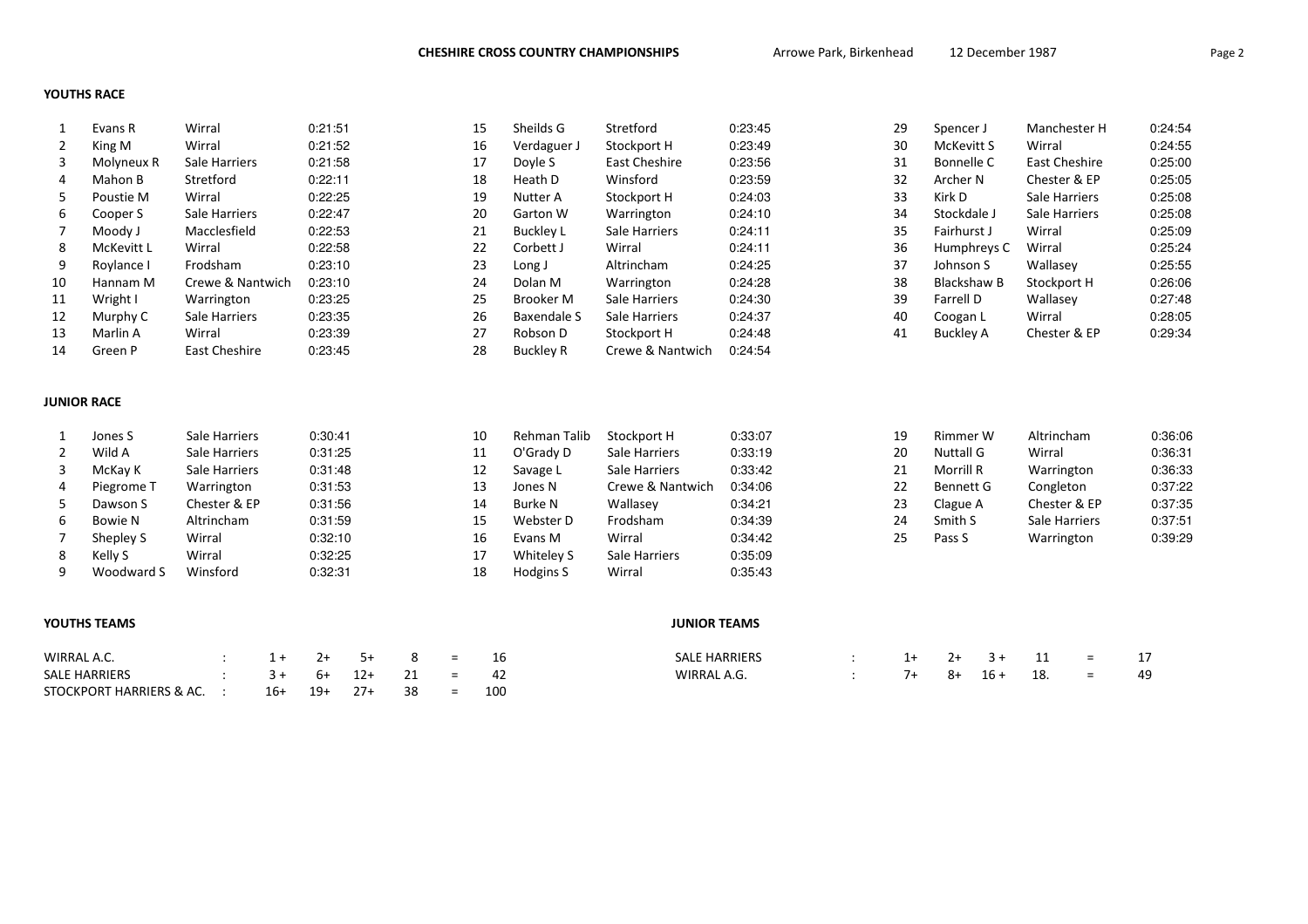## YOUTHS RACE

| Pos | Name | Club | Time |
|---|---|---|---|
| 1 | Evans R | Wirral | 0:21:51 |
| 2 | King M | Wirral | 0:21:52 |
| 3 | Molyneux R | Sale Harriers | 0:21:58 |
| 4 | Mahon B | Stretford | 0:22:11 |
| 5 | Poustie M | Wirral | 0:22:25 |
| 6 | Cooper S | Sale Harriers | 0:22:47 |
| 7 | Moody J | Macclesfield | 0:22:53 |
| 8 | McKevitt L | Wirral | 0:22:58 |
| 9 | Roylance I | Frodsham | 0:23:10 |
| 10 | Hannam M | Crewe & Nantwich | 0:23:10 |
| 11 | Wright I | Warrington | 0:23:25 |
| 12 | Murphy C | Sale Harriers | 0:23:35 |
| 13 | Marlin A | Wirral | 0:23:39 |
| 14 | Green P | East Cheshire | 0:23:45 |
| 15 | Sheilds G | Stretford | 0:23:45 |
| 16 | Verdaguer J | Stockport H | 0:23:49 |
| 17 | Doyle S | East Cheshire | 0:23:56 |
| 18 | Heath D | Winsford | 0:23:59 |
| 19 | Nutter A | Stockport H | 0:24:03 |
| 20 | Garton W | Warrington | 0:24:10 |
| 21 | Buckley L | Sale Harriers | 0:24:11 |
| 22 | Corbett J | Wirral | 0:24:11 |
| 23 | Long J | Altrincham | 0:24:25 |
| 24 | Dolan M | Warrington | 0:24:28 |
| 25 | Brooker M | Sale Harriers | 0:24:30 |
| 26 | Baxendale S | Sale Harriers | 0:24:37 |
| 27 | Robson D | Stockport H | 0:24:48 |
| 28 | Buckley R | Crewe & Nantwich | 0:24:54 |
| 29 | Spencer J | Manchester H | 0:24:54 |
| 30 | McKevitt S | Wirral | 0:24:55 |
| 31 | Bonnelle C | East Cheshire | 0:25:00 |
| 32 | Archer N | Chester & EP | 0:25:05 |
| 33 | Kirk D | Sale Harriers | 0:25:08 |
| 34 | Stockdale J | Sale Harriers | 0:25:08 |
| 35 | Fairhurst J | Wirral | 0:25:09 |
| 36 | Humphreys C | Wirral | 0:25:24 |
| 37 | Johnson S | Wallasey | 0:25:55 |
| 38 | Blackshaw B | Stockport H | 0:26:06 |
| 39 | Farrell D | Wallasey | 0:27:48 |
| 40 | Coogan L | Wirral | 0:28:05 |
| 41 | Buckley A | Chester & EP | 0:29:34 |

## JUNIOR RACE

| Pos | Name | Club | Time |
|---|---|---|---|
| 1 | Jones S | Sale Harriers | 0:30:41 |
| 2 | Wild A | Sale Harriers | 0:31:25 |
| 3 | McKay K | Sale Harriers | 0:31:48 |
| 4 | Piegrome T | Warrington | 0:31:53 |
| 5 | Dawson S | Chester & EP | 0:31:56 |
| 6 | Bowie N | Altrincham | 0:31:59 |
| 7 | Shepley S | Wirral | 0:32:10 |
| 8 | Kelly S | Wirral | 0:32:25 |
| 9 | Woodward S | Winsford | 0:32:31 |
| 10 | Rehman Talib | Stockport H | 0:33:07 |
| 11 | O'Grady D | Sale Harriers | 0:33:19 |
| 12 | Savage L | Sale Harriers | 0:33:42 |
| 13 | Jones N | Crewe & Nantwich | 0:34:06 |
| 14 | Burke N | Wallasey | 0:34:21 |
| 15 | Webster D | Frodsham | 0:34:39 |
| 16 | Evans M | Wirral | 0:34:42 |
| 17 | Whiteley S | Sale Harriers | 0:35:09 |
| 18 | Hodgins S | Wirral | 0:35:43 |
| 19 | Rimmer W | Altrincham | 0:36:06 |
| 20 | Nuttall G | Wirral | 0:36:31 |
| 21 | Morrill R | Warrington | 0:36:33 |
| 22 | Bennett G | Congleton | 0:37:22 |
| 23 | Clague A | Chester & EP | 0:37:35 |
| 24 | Smith S | Sale Harriers | 0:37:51 |
| 25 | Pass S | Warrington | 0:39:29 |

## YOUTHS TEAMS

| Team | | | | | | | |
|---|---|---|---|---|---|---|---|
| WIRRAL A.C. | : | 1 + | 2+ | 5+ | 8 | = | 16 |
| SALE HARRIERS | : | 3 + | 6+ | 12+ | 21 | = | 42 |
| STOCKPORT HARRIERS & AC. | : | 16+ | 19+ | 27+ | 38 | = | 100 |

## JUNIOR TEAMS

| Team | | | | | | | |
|---|---|---|---|---|---|---|---|
| SALE HARRIERS | : | 1+ | 2+ | 3 + | 11 | = | 17 |
| WIRRAL A.G. | : | 7+ | 8+ | 16 + | 18. | = | 49 |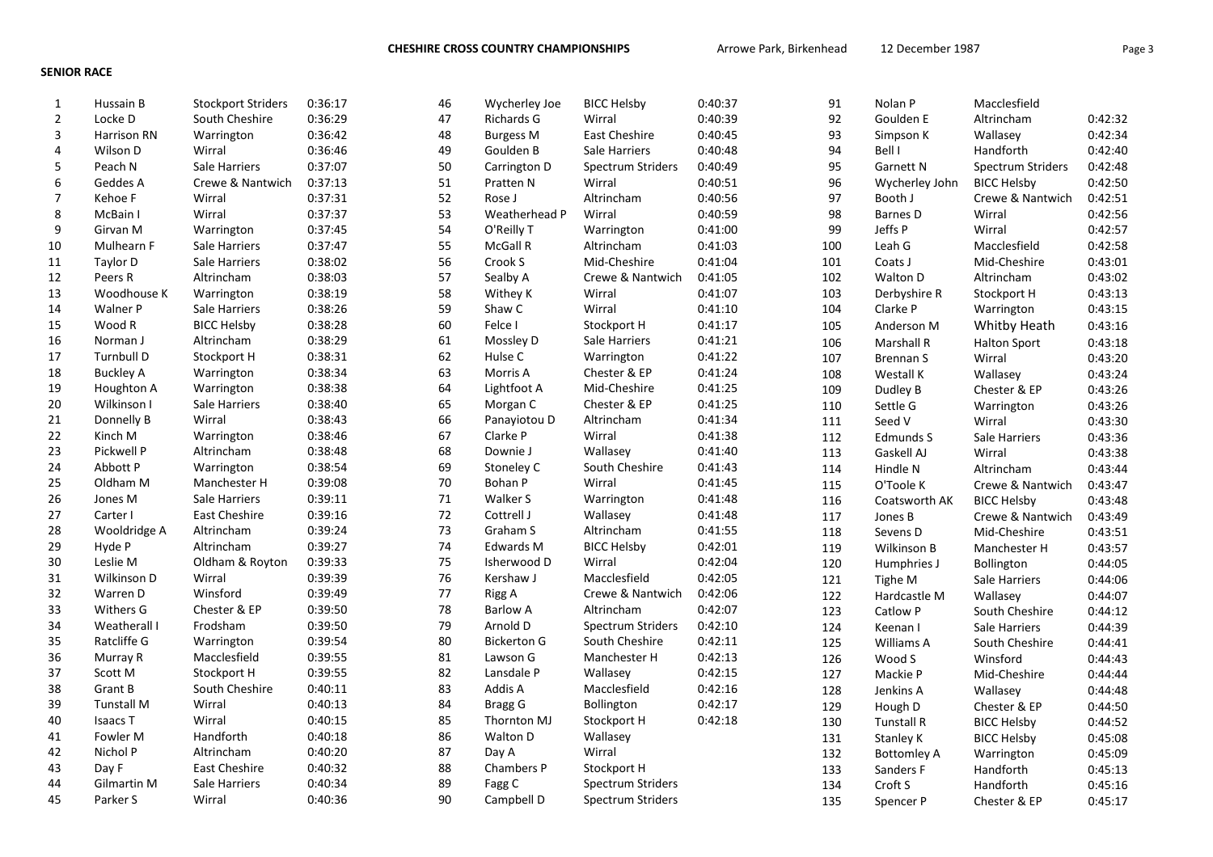## SENIOR RACE

CHESHIRE CROSS COUNTRY CHAMPIONSHIPS — Arrowe Park, Birkenhead — 12 December 1987

| Pos | Name | Club | Time |
|---|---|---|---|
| 1 | Hussain B | Stockport Striders | 0:36:17 |
| 2 | Locke D | South Cheshire | 0:36:29 |
| 3 | Harrison RN | Warrington | 0:36:42 |
| 4 | Wilson D | Wirral | 0:36:46 |
| 5 | Peach N | Sale Harriers | 0:37:07 |
| 6 | Geddes A | Crewe & Nantwich | 0:37:13 |
| 7 | Kehoe F | Wirral | 0:37:31 |
| 8 | McBain I | Wirral | 0:37:37 |
| 9 | Girvan M | Warrington | 0:37:45 |
| 10 | Mulhearn F | Sale Harriers | 0:37:47 |
| 11 | Taylor D | Sale Harriers | 0:38:02 |
| 12 | Peers R | Altrincham | 0:38:03 |
| 13 | Woodhouse K | Warrington | 0:38:19 |
| 14 | Walner P | Sale Harriers | 0:38:26 |
| 15 | Wood R | BICC Helsby | 0:38:28 |
| 16 | Norman J | Altrincham | 0:38:29 |
| 17 | Turnbull D | Stockport H | 0:38:31 |
| 18 | Buckley A | Warrington | 0:38:34 |
| 19 | Houghton A | Warrington | 0:38:38 |
| 20 | Wilkinson I | Sale Harriers | 0:38:40 |
| 21 | Donnelly B | Wirral | 0:38:43 |
| 22 | Kinch M | Warrington | 0:38:46 |
| 23 | Pickwell P | Altrincham | 0:38:48 |
| 24 | Abbott P | Warrington | 0:38:54 |
| 25 | Oldham M | Manchester H | 0:39:08 |
| 26 | Jones M | Sale Harriers | 0:39:11 |
| 27 | Carter I | East Cheshire | 0:39:16 |
| 28 | Wooldridge A | Altrincham | 0:39:24 |
| 29 | Hyde P | Altrincham | 0:39:27 |
| 30 | Leslie M | Oldham & Royton | 0:39:33 |
| 31 | Wilkinson D | Wirral | 0:39:39 |
| 32 | Warren D | Winsford | 0:39:49 |
| 33 | Withers G | Chester & EP | 0:39:50 |
| 34 | Weatherall I | Frodsham | 0:39:50 |
| 35 | Ratcliffe G | Warrington | 0:39:54 |
| 36 | Murray R | Macclesfield | 0:39:55 |
| 37 | Scott M | Stockport H | 0:39:55 |
| 38 | Grant B | South Cheshire | 0:40:11 |
| 39 | Tunstall M | Wirral | 0:40:13 |
| 40 | Isaacs T | Wirral | 0:40:15 |
| 41 | Fowler M | Handforth | 0:40:18 |
| 42 | Nichol P | Altrincham | 0:40:20 |
| 43 | Day F | East Cheshire | 0:40:32 |
| 44 | Gilmartin M | Sale Harriers | 0:40:34 |
| 45 | Parker S | Wirral | 0:40:36 |
| 46 | Wycherley Joe | BICC Helsby | 0:40:37 |
| 47 | Richards G | Wirral | 0:40:39 |
| 48 | Burgess M | East Cheshire | 0:40:45 |
| 49 | Goulden B | Sale Harriers | 0:40:48 |
| 50 | Carrington D | Spectrum Striders | 0:40:49 |
| 51 | Pratten N | Wirral | 0:40:51 |
| 52 | Rose J | Altrincham | 0:40:56 |
| 53 | Weatherhead P | Wirral | 0:40:59 |
| 54 | O'Reilly T | Warrington | 0:41:00 |
| 55 | McGall R | Altrincham | 0:41:03 |
| 56 | Crook S | Mid-Cheshire | 0:41:04 |
| 57 | Sealby A | Crewe & Nantwich | 0:41:05 |
| 58 | Withey K | Wirral | 0:41:07 |
| 59 | Shaw C | Wirral | 0:41:10 |
| 60 | Felce I | Stockport H | 0:41:17 |
| 61 | Mossley D | Sale Harriers | 0:41:21 |
| 62 | Hulse C | Warrington | 0:41:22 |
| 63 | Morris A | Chester & EP | 0:41:24 |
| 64 | Lightfoot A | Mid-Cheshire | 0:41:25 |
| 65 | Morgan C | Chester & EP | 0:41:25 |
| 66 | Panayiotou D | Altrincham | 0:41:34 |
| 67 | Clarke P | Wirral | 0:41:38 |
| 68 | Downie J | Wallasey | 0:41:40 |
| 69 | Stoneley C | South Cheshire | 0:41:43 |
| 70 | Bohan P | Wirral | 0:41:45 |
| 71 | Walker S | Warrington | 0:41:48 |
| 72 | Cottrell J | Wallasey | 0:41:48 |
| 73 | Graham S | Altrincham | 0:41:55 |
| 74 | Edwards M | BICC Helsby | 0:42:01 |
| 75 | Isherwood D | Wirral | 0:42:04 |
| 76 | Kershaw J | Macclesfield | 0:42:05 |
| 77 | Rigg A | Crewe & Nantwich | 0:42:06 |
| 78 | Barlow A | Altrincham | 0:42:07 |
| 79 | Arnold D | Spectrum Striders | 0:42:10 |
| 80 | Bickerton G | South Cheshire | 0:42:11 |
| 81 | Lawson G | Manchester H | 0:42:13 |
| 82 | Lansdale P | Wallasey | 0:42:15 |
| 83 | Addis A | Macclesfield | 0:42:16 |
| 84 | Bragg G | Bollington | 0:42:17 |
| 85 | Thornton MJ | Stockport H | 0:42:18 |
| 86 | Walton D | Wallasey | |
| 87 | Day A | Wirral | |
| 88 | Chambers P | Stockport H | |
| 89 | Fagg C | Spectrum Striders | |
| 90 | Campbell D | Spectrum Striders | |
| 91 | Nolan P | Macclesfield | |
| 92 | Goulden E | Altrincham | 0:42:32 |
| 93 | Simpson K | Wallasey | 0:42:34 |
| 94 | Bell I | Handforth | 0:42:40 |
| 95 | Garnett N | Spectrum Striders | 0:42:48 |
| 96 | Wycherley John | BICC Helsby | 0:42:50 |
| 97 | Booth J | Crewe & Nantwich | 0:42:51 |
| 98 | Barnes D | Wirral | 0:42:56 |
| 99 | Jeffs P | Wirral | 0:42:57 |
| 100 | Leah G | Macclesfield | 0:42:58 |
| 101 | Coats J | Mid-Cheshire | 0:43:01 |
| 102 | Walton D | Altrincham | 0:43:02 |
| 103 | Derbyshire R | Stockport H | 0:43:13 |
| 104 | Clarke P | Warrington | 0:43:15 |
| 105 | Anderson M | Whitby Heath | 0:43:16 |
| 106 | Marshall R | Halton Sport | 0:43:18 |
| 107 | Brennan S | Wirral | 0:43:20 |
| 108 | Westall K | Wallasey | 0:43:24 |
| 109 | Dudley B | Chester & EP | 0:43:26 |
| 110 | Settle G | Warrington | 0:43:26 |
| 111 | Seed V | Wirral | 0:43:30 |
| 112 | Edmunds S | Sale Harriers | 0:43:36 |
| 113 | Gaskell AJ | Wirral | 0:43:38 |
| 114 | Hindle N | Altrincham | 0:43:44 |
| 115 | O'Toole K | Crewe & Nantwich | 0:43:47 |
| 116 | Coatsworth AK | BICC Helsby | 0:43:48 |
| 117 | Jones B | Crewe & Nantwich | 0:43:49 |
| 118 | Sevens D | Mid-Cheshire | 0:43:51 |
| 119 | Wilkinson B | Manchester H | 0:43:57 |
| 120 | Humphries J | Bollington | 0:44:05 |
| 121 | Tighe M | Sale Harriers | 0:44:06 |
| 122 | Hardcastle M | Wallasey | 0:44:07 |
| 123 | Catlow P | South Cheshire | 0:44:12 |
| 124 | Keenan I | Sale Harriers | 0:44:39 |
| 125 | Williams A | South Cheshire | 0:44:41 |
| 126 | Wood S | Winsford | 0:44:43 |
| 127 | Mackie P | Mid-Cheshire | 0:44:44 |
| 128 | Jenkins A | Wallasey | 0:44:48 |
| 129 | Hough D | Chester & EP | 0:44:50 |
| 130 | Tunstall R | BICC Helsby | 0:44:52 |
| 131 | Stanley K | BICC Helsby | 0:45:08 |
| 132 | Bottomley A | Warrington | 0:45:09 |
| 133 | Sanders F | Handforth | 0:45:13 |
| 134 | Croft S | Handforth | 0:45:16 |
| 135 | Spencer P | Chester & EP | 0:45:17 |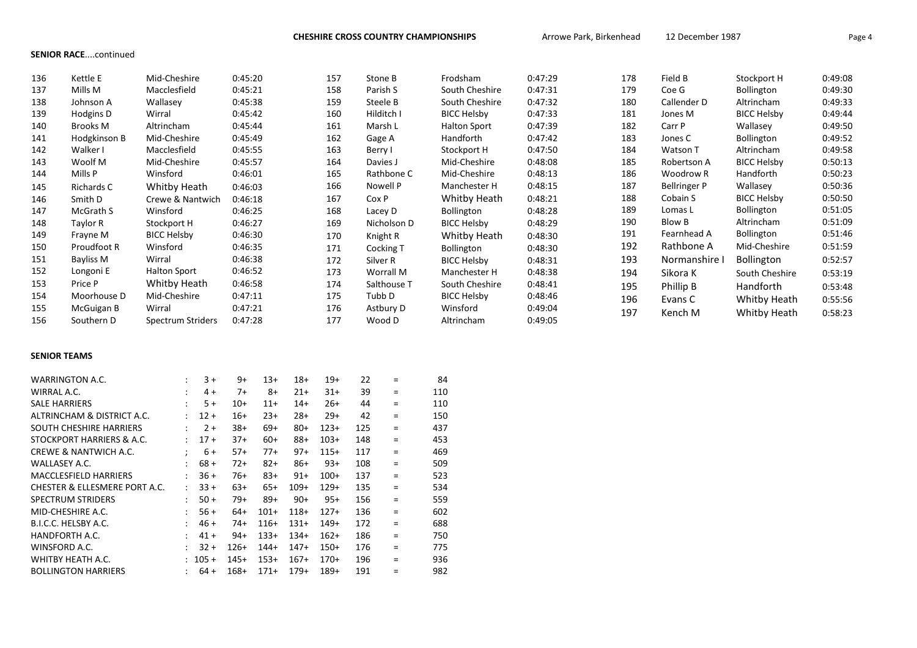**SENIOR RACE**....continued

| | | | |
|---|---|---|---|
| 136 | Kettle E | Mid-Cheshire | 0:45:20 |
| 137 | Mills M | Macclesfield | 0:45:21 |
| 138 | Johnson A | Wallasey | 0:45:38 |
| 139 | Hodgins D | Wirral | 0:45:42 |
| 140 | Brooks M | Altrincham | 0:45:44 |
| 141 | Hodgkinson B | Mid-Cheshire | 0:45:49 |
| 142 | Walker I | Macclesfield | 0:45:55 |
| 143 | Woolf M | Mid-Cheshire | 0:45:57 |
| 144 | Mills P | Winsford | 0:46:01 |
| 145 | Richards C | Whitby Heath | 0:46:03 |
| 146 | Smith D | Crewe & Nantwich | 0:46:18 |
| 147 | McGrath S | Winsford | 0:46:25 |
| 148 | Taylor R | Stockport H | 0:46:27 |
| 149 | Frayne M | BICC Helsby | 0:46:30 |
| 150 | Proudfoot R | Winsford | 0:46:35 |
| 151 | Bayliss M | Wirral | 0:46:38 |
| 152 | Longoni E | Halton Sport | 0:46:52 |
| 153 | Price P | Whitby Heath | 0:46:58 |
| 154 | Moorhouse D | Mid-Cheshire | 0:47:11 |
| 155 | McGuigan B | Wirral | 0:47:21 |
| 156 | Southern D | Spectrum Striders | 0:47:28 |
| 157 | Stone B | Frodsham | 0:47:29 |
| 158 | Parish S | South Cheshire | 0:47:31 |
| 159 | Steele B | South Cheshire | 0:47:32 |
| 160 | Hilditch I | BICC Helsby | 0:47:33 |
| 161 | Marsh L | Halton Sport | 0:47:39 |
| 162 | Gage A | Handforth | 0:47:42 |
| 163 | Berry I | Stockport H | 0:47:50 |
| 164 | Davies J | Mid-Cheshire | 0:48:08 |
| 165 | Rathbone C | Mid-Cheshire | 0:48:13 |
| 166 | Nowell P | Manchester H | 0:48:15 |
| 167 | Cox P | Whitby Heath | 0:48:21 |
| 168 | Lacey D | Bollington | 0:48:28 |
| 169 | Nicholson D | BICC Helsby | 0:48:29 |
| 170 | Knight R | Whitby Heath | 0:48:30 |
| 171 | Cocking T | Bollington | 0:48:30 |
| 172 | Silver R | BICC Helsby | 0:48:31 |
| 173 | Worrall M | Manchester H | 0:48:38 |
| 174 | Salthouse T | South Cheshire | 0:48:41 |
| 175 | Tubb D | BICC Helsby | 0:48:46 |
| 176 | Astbury D | Winsford | 0:49:04 |
| 177 | Wood D | Altrincham | 0:49:05 |
| 178 | Field B | Stockport H | 0:49:08 |
| 179 | Coe G | Bollington | 0:49:30 |
| 180 | Callender D | Altrincham | 0:49:33 |
| 181 | Jones M | BICC Helsby | 0:49:44 |
| 182 | Carr P | Wallasey | 0:49:50 |
| 183 | Jones C | Bollington | 0:49:52 |
| 184 | Watson T | Altrincham | 0:49:58 |
| 185 | Robertson A | BICC Helsby | 0:50:13 |
| 186 | Woodrow R | Handforth | 0:50:23 |
| 187 | Bellringer P | Wallasey | 0:50:36 |
| 188 | Cobain S | BICC Helsby | 0:50:50 |
| 189 | Lomas L | Bollington | 0:51:05 |
| 190 | Blow B | Altrincham | 0:51:09 |
| 191 | Fearnhead A | Bollington | 0:51:46 |
| 192 | Rathbone A | Mid-Cheshire | 0:51:59 |
| 193 | Normanshire I | Bollington | 0:52:57 |
| 194 | Sikora K | South Cheshire | 0:53:19 |
| 195 | Phillip B | Handforth | 0:53:48 |
| 196 | Evans C | Whitby Heath | 0:55:56 |
| 197 | Kench M | Whitby Heath | 0:58:23 |

**SENIOR TEAMS**

| | | | | | | | | | |
|---|---|---|---|---|---|---|---|---|---|
| WARRINGTON A.C. | : | 3 + | 9+ | 13+ | 18+ | 19+ | 22 | = | 84 |
| WIRRAL A.C. | : | 4 + | 7+ | 8+ | 21+ | 31+ | 39 | = | 110 |
| SALE HARRIERS | : | 5 + | 10+ | 11+ | 14+ | 26+ | 44 | = | 110 |
| ALTRINCHAM & DISTRICT A.C. | : | 12 + | 16+ | 23+ | 28+ | 29+ | 42 | = | 150 |
| SOUTH CHESHIRE HARRIERS | : | 2 + | 38+ | 69+ | 80+ | 123+ | 125 | = | 437 |
| STOCKPORT HARRIERS & A.C. | : | 17 + | 37+ | 60+ | 88+ | 103+ | 148 | = | 453 |
| CREWE & NANTWICH A.C. | ; | 6 + | 57+ | 77+ | 97+ | 115+ | 117 | = | 469 |
| WALLASEY A.C. | : | 68 + | 72+ | 82+ | 86+ | 93+ | 108 | = | 509 |
| MACCLESFIELD HARRIERS | : | 36 + | 76+ | 83+ | 91+ | 100+ | 137 | = | 523 |
| CHESTER & ELLESMERE PORT A.C. | : | 33 + | 63+ | 65+ | 109+ | 129+ | 135 | = | 534 |
| SPECTRUM STRIDERS | : | 50 + | 79+ | 89+ | 90+ | 95+ | 156 | = | 559 |
| MID-CHESHIRE A.C. | : | 56 + | 64+ | 101+ | 118+ | 127+ | 136 | = | 602 |
| B.I.C.C. HELSBY A.C. | : | 46 + | 74+ | 116+ | 131+ | 149+ | 172 | = | 688 |
| HANDFORTH A.C. | : | 41 + | 94+ | 133+ | 134+ | 162+ | 186 | = | 750 |
| WINSFORD A.C. | : | 32 + | 126+ | 144+ | 147+ | 150+ | 176 | = | 775 |
| WHITBY HEATH A.C. | : | 105 + | 145+ | 153+ | 167+ | 170+ | 196 | = | 936 |
| BOLLINGTON HARRIERS | : | 64 + | 168+ | 171+ | 179+ | 189+ | 191 | = | 982 |